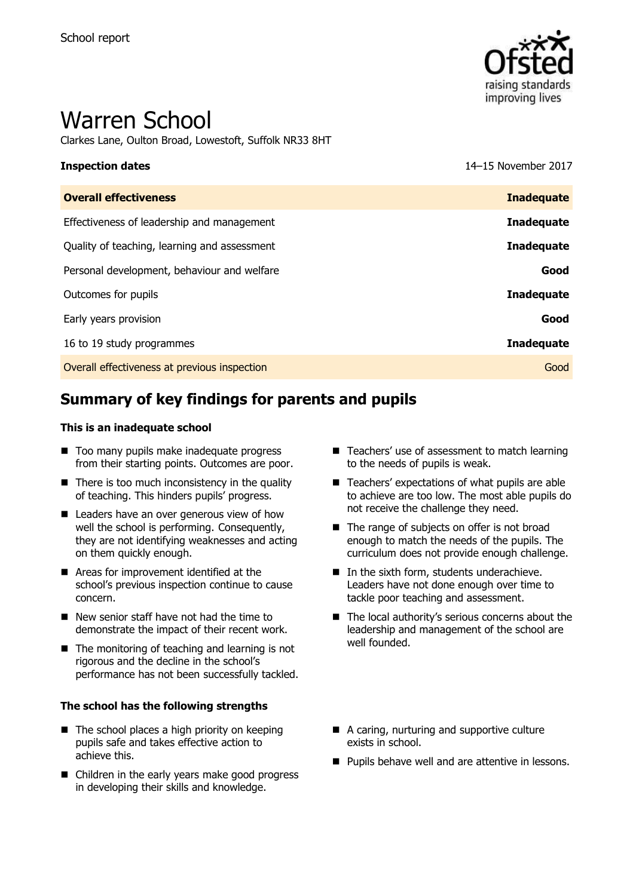School report

# Warren School

Clarkes Lane, Oulton Broad, Lowestoft, Suffolk NR33 8HT

| **Inspection dates** | 14–15 November 2017 |
| --- | --- |
| **Overall effectiveness** | **Inadequate** |
| Effectiveness of leadership and management | **Inadequate** |
| Quality of teaching, learning and assessment | **Inadequate** |
| Personal development, behaviour and welfare | **Good** |
| Outcomes for pupils | **Inadequate** |
| Early years provision | **Good** |
| 16 to 19 study programmes | **Inadequate** |
| Overall effectiveness at previous inspection | Good |

## Summary of key findings for parents and pupils

### This is an inadequate school

- Too many pupils make inadequate progress from their starting points. Outcomes are poor.
- There is too much inconsistency in the quality of teaching. This hinders pupils' progress.
- Leaders have an over generous view of how well the school is performing. Consequently, they are not identifying weaknesses and acting on them quickly enough.
- Areas for improvement identified at the school's previous inspection continue to cause concern.
- New senior staff have not had the time to demonstrate the impact of their recent work.
- The monitoring of teaching and learning is not rigorous and the decline in the school's performance has not been successfully tackled.
- Teachers' use of assessment to match learning to the needs of pupils is weak.
- Teachers' expectations of what pupils are able to achieve are too low. The most able pupils do not receive the challenge they need.
- The range of subjects on offer is not broad enough to match the needs of the pupils. The curriculum does not provide enough challenge.
- In the sixth form, students underachieve. Leaders have not done enough over time to tackle poor teaching and assessment.
- The local authority's serious concerns about the leadership and management of the school are well founded.

### The school has the following strengths

- The school places a high priority on keeping pupils safe and takes effective action to achieve this.
- Children in the early years make good progress in developing their skills and knowledge.
- A caring, nurturing and supportive culture exists in school.
- Pupils behave well and are attentive in lessons.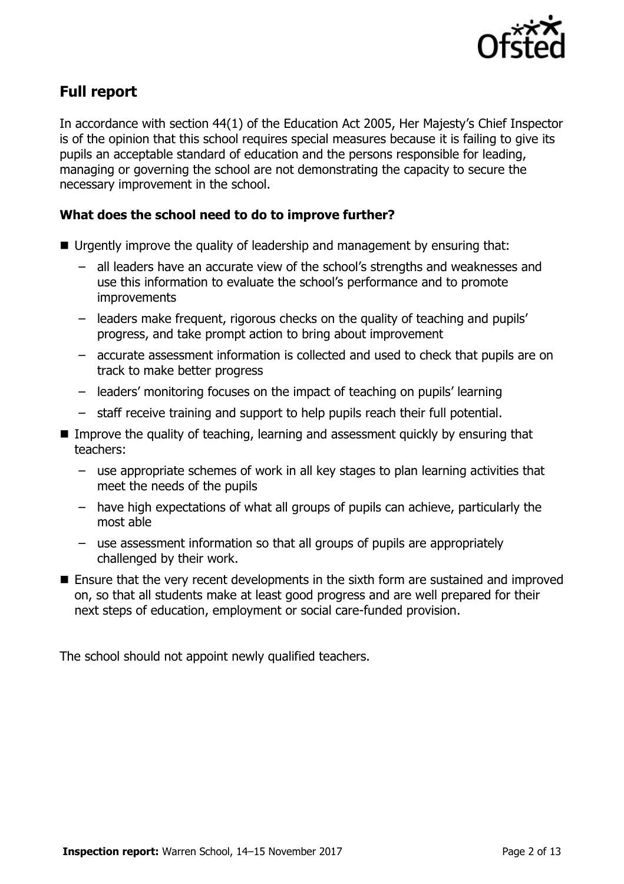## Full report

In accordance with section 44(1) of the Education Act 2005, Her Majesty's Chief Inspector is of the opinion that this school requires special measures because it is failing to give its pupils an acceptable standard of education and the persons responsible for leading, managing or governing the school are not demonstrating the capacity to secure the necessary improvement in the school.

### What does the school need to do to improve further?

- Urgently improve the quality of leadership and management by ensuring that:
  - all leaders have an accurate view of the school's strengths and weaknesses and use this information to evaluate the school's performance and to promote improvements
  - leaders make frequent, rigorous checks on the quality of teaching and pupils' progress, and take prompt action to bring about improvement
  - accurate assessment information is collected and used to check that pupils are on track to make better progress
  - leaders' monitoring focuses on the impact of teaching on pupils' learning
  - staff receive training and support to help pupils reach their full potential.
- Improve the quality of teaching, learning and assessment quickly by ensuring that teachers:
  - use appropriate schemes of work in all key stages to plan learning activities that meet the needs of the pupils
  - have high expectations of what all groups of pupils can achieve, particularly the most able
  - use assessment information so that all groups of pupils are appropriately challenged by their work.
- Ensure that the very recent developments in the sixth form are sustained and improved on, so that all students make at least good progress and are well prepared for their next steps of education, employment or social care-funded provision.

The school should not appoint newly qualified teachers.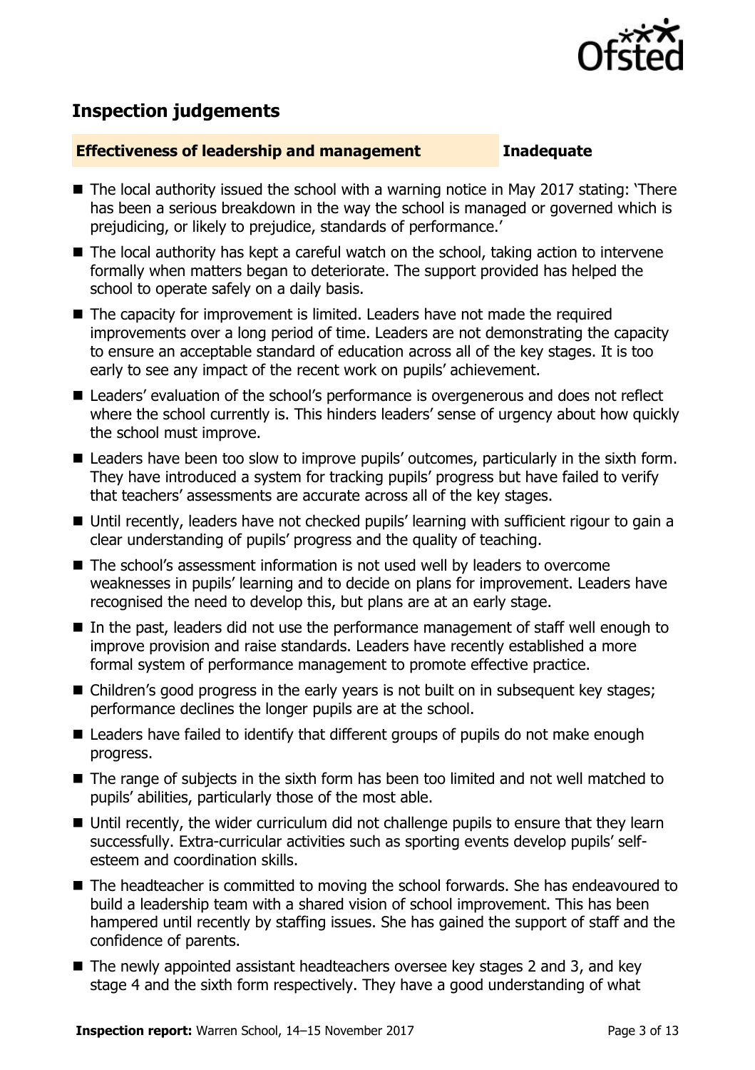## Inspection judgements

**Effectiveness of leadership and management** **Inadequate**

- The local authority issued the school with a warning notice in May 2017 stating: 'There has been a serious breakdown in the way the school is managed or governed which is prejudicing, or likely to prejudice, standards of performance.'
- The local authority has kept a careful watch on the school, taking action to intervene formally when matters began to deteriorate. The support provided has helped the school to operate safely on a daily basis.
- The capacity for improvement is limited. Leaders have not made the required improvements over a long period of time. Leaders are not demonstrating the capacity to ensure an acceptable standard of education across all of the key stages. It is too early to see any impact of the recent work on pupils' achievement.
- Leaders' evaluation of the school's performance is overgenerous and does not reflect where the school currently is. This hinders leaders' sense of urgency about how quickly the school must improve.
- Leaders have been too slow to improve pupils' outcomes, particularly in the sixth form. They have introduced a system for tracking pupils' progress but have failed to verify that teachers' assessments are accurate across all of the key stages.
- Until recently, leaders have not checked pupils' learning with sufficient rigour to gain a clear understanding of pupils' progress and the quality of teaching.
- The school's assessment information is not used well by leaders to overcome weaknesses in pupils' learning and to decide on plans for improvement. Leaders have recognised the need to develop this, but plans are at an early stage.
- In the past, leaders did not use the performance management of staff well enough to improve provision and raise standards. Leaders have recently established a more formal system of performance management to promote effective practice.
- Children's good progress in the early years is not built on in subsequent key stages; performance declines the longer pupils are at the school.
- Leaders have failed to identify that different groups of pupils do not make enough progress.
- The range of subjects in the sixth form has been too limited and not well matched to pupils' abilities, particularly those of the most able.
- Until recently, the wider curriculum did not challenge pupils to ensure that they learn successfully. Extra-curricular activities such as sporting events develop pupils' self-esteem and coordination skills.
- The headteacher is committed to moving the school forwards. She has endeavoured to build a leadership team with a shared vision of school improvement. This has been hampered until recently by staffing issues. She has gained the support of staff and the confidence of parents.
- The newly appointed assistant headteachers oversee key stages 2 and 3, and key stage 4 and the sixth form respectively. They have a good understanding of what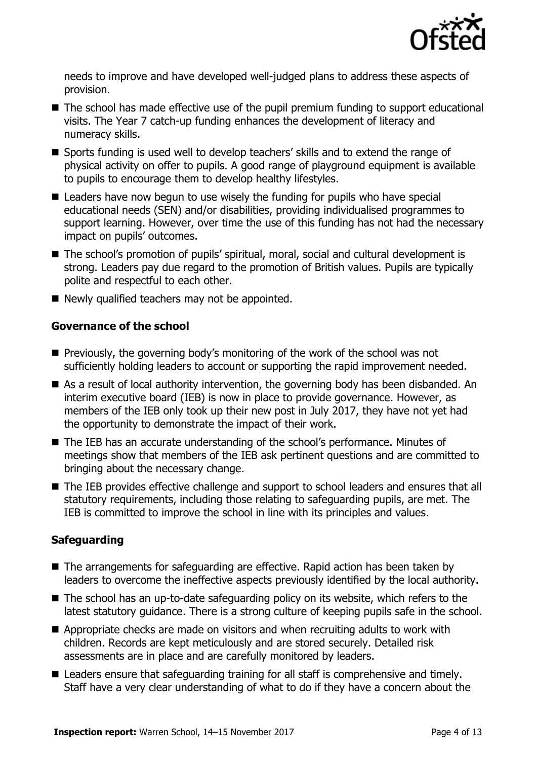needs to improve and have developed well-judged plans to address these aspects of provision.

- The school has made effective use of the pupil premium funding to support educational visits. The Year 7 catch-up funding enhances the development of literacy and numeracy skills.
- Sports funding is used well to develop teachers' skills and to extend the range of physical activity on offer to pupils. A good range of playground equipment is available to pupils to encourage them to develop healthy lifestyles.
- Leaders have now begun to use wisely the funding for pupils who have special educational needs (SEN) and/or disabilities, providing individualised programmes to support learning. However, over time the use of this funding has not had the necessary impact on pupils' outcomes.
- The school's promotion of pupils' spiritual, moral, social and cultural development is strong. Leaders pay due regard to the promotion of British values. Pupils are typically polite and respectful to each other.
- Newly qualified teachers may not be appointed.

### Governance of the school

- Previously, the governing body's monitoring of the work of the school was not sufficiently holding leaders to account or supporting the rapid improvement needed.
- As a result of local authority intervention, the governing body has been disbanded. An interim executive board (IEB) is now in place to provide governance. However, as members of the IEB only took up their new post in July 2017, they have not yet had the opportunity to demonstrate the impact of their work.
- The IEB has an accurate understanding of the school's performance. Minutes of meetings show that members of the IEB ask pertinent questions and are committed to bringing about the necessary change.
- The IEB provides effective challenge and support to school leaders and ensures that all statutory requirements, including those relating to safeguarding pupils, are met. The IEB is committed to improve the school in line with its principles and values.

### Safeguarding

- The arrangements for safeguarding are effective. Rapid action has been taken by leaders to overcome the ineffective aspects previously identified by the local authority.
- The school has an up-to-date safeguarding policy on its website, which refers to the latest statutory guidance. There is a strong culture of keeping pupils safe in the school.
- Appropriate checks are made on visitors and when recruiting adults to work with children. Records are kept meticulously and are stored securely. Detailed risk assessments are in place and are carefully monitored by leaders.
- Leaders ensure that safeguarding training for all staff is comprehensive and timely. Staff have a very clear understanding of what to do if they have a concern about the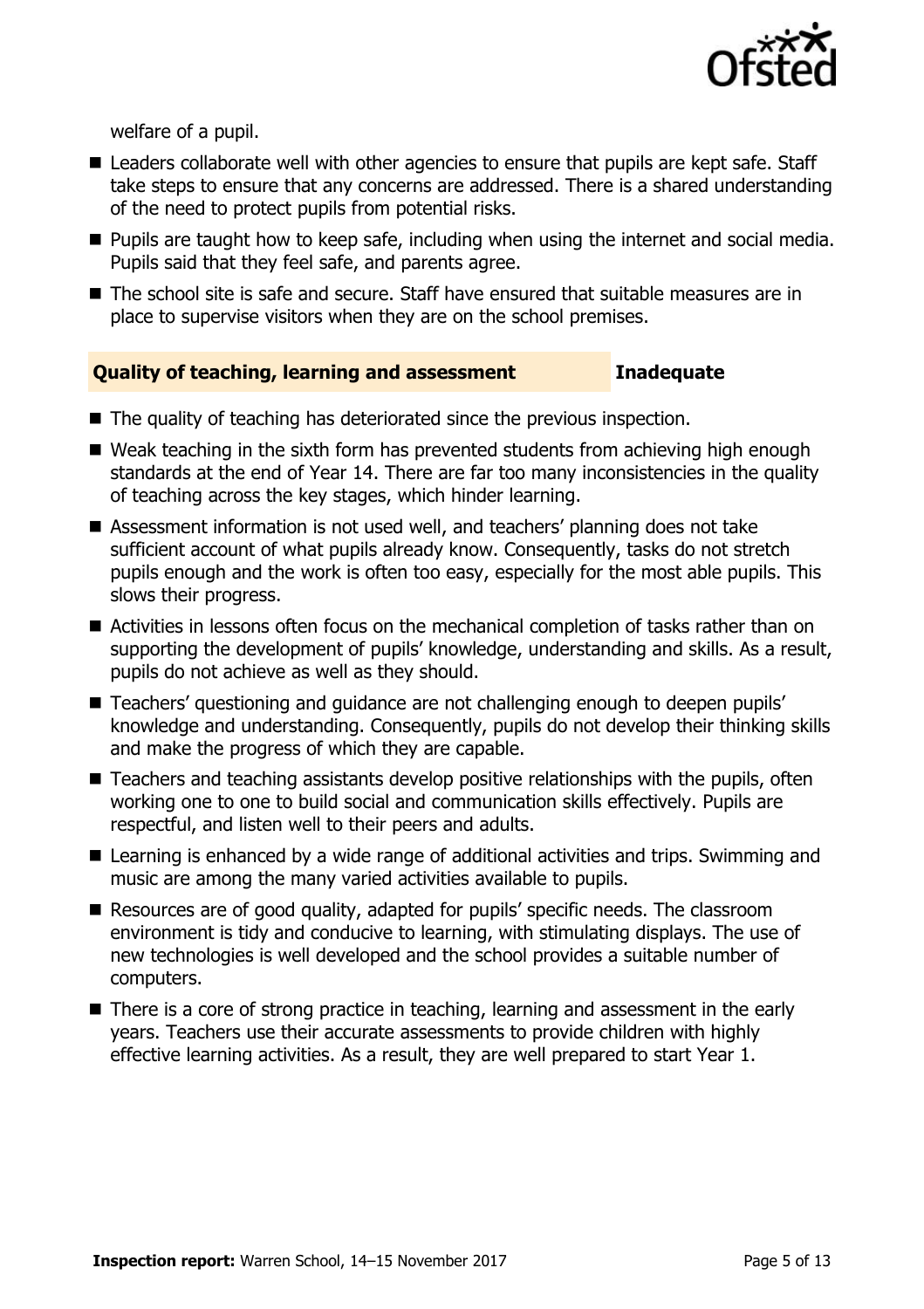welfare of a pupil.

- Leaders collaborate well with other agencies to ensure that pupils are kept safe. Staff take steps to ensure that any concerns are addressed. There is a shared understanding of the need to protect pupils from potential risks.
- Pupils are taught how to keep safe, including when using the internet and social media. Pupils said that they feel safe, and parents agree.
- The school site is safe and secure. Staff have ensured that suitable measures are in place to supervise visitors when they are on the school premises.

## Quality of teaching, learning and assessment — Inadequate

- The quality of teaching has deteriorated since the previous inspection.
- Weak teaching in the sixth form has prevented students from achieving high enough standards at the end of Year 14. There are far too many inconsistencies in the quality of teaching across the key stages, which hinder learning.
- Assessment information is not used well, and teachers' planning does not take sufficient account of what pupils already know. Consequently, tasks do not stretch pupils enough and the work is often too easy, especially for the most able pupils. This slows their progress.
- Activities in lessons often focus on the mechanical completion of tasks rather than on supporting the development of pupils' knowledge, understanding and skills. As a result, pupils do not achieve as well as they should.
- Teachers' questioning and guidance are not challenging enough to deepen pupils' knowledge and understanding. Consequently, pupils do not develop their thinking skills and make the progress of which they are capable.
- Teachers and teaching assistants develop positive relationships with the pupils, often working one to one to build social and communication skills effectively. Pupils are respectful, and listen well to their peers and adults.
- Learning is enhanced by a wide range of additional activities and trips. Swimming and music are among the many varied activities available to pupils.
- Resources are of good quality, adapted for pupils' specific needs. The classroom environment is tidy and conducive to learning, with stimulating displays. The use of new technologies is well developed and the school provides a suitable number of computers.
- There is a core of strong practice in teaching, learning and assessment in the early years. Teachers use their accurate assessments to provide children with highly effective learning activities. As a result, they are well prepared to start Year 1.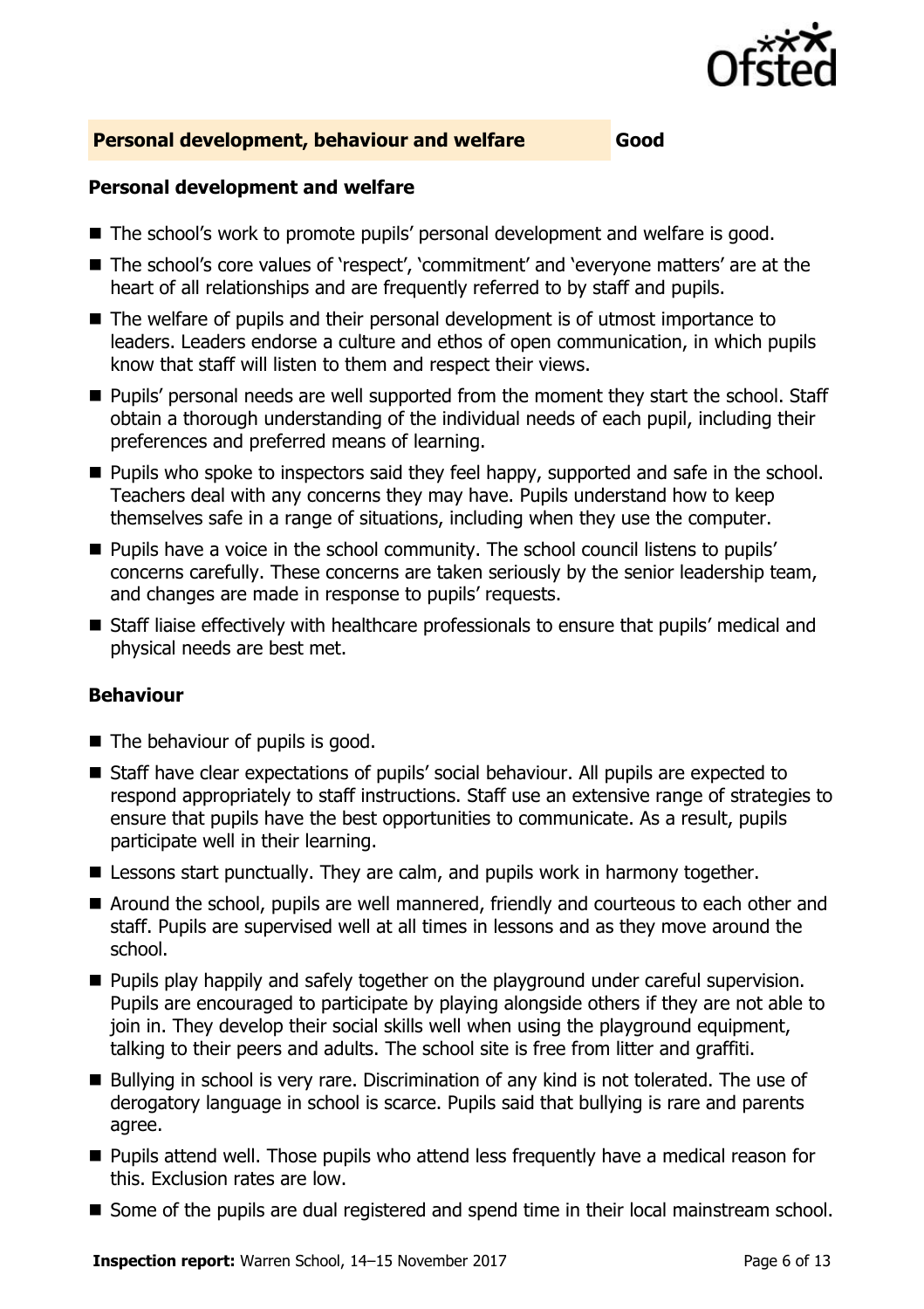## Personal development, behaviour and welfare — Good

### Personal development and welfare

- The school's work to promote pupils' personal development and welfare is good.
- The school's core values of 'respect', 'commitment' and 'everyone matters' are at the heart of all relationships and are frequently referred to by staff and pupils.
- The welfare of pupils and their personal development is of utmost importance to leaders. Leaders endorse a culture and ethos of open communication, in which pupils know that staff will listen to them and respect their views.
- Pupils' personal needs are well supported from the moment they start the school. Staff obtain a thorough understanding of the individual needs of each pupil, including their preferences and preferred means of learning.
- Pupils who spoke to inspectors said they feel happy, supported and safe in the school. Teachers deal with any concerns they may have. Pupils understand how to keep themselves safe in a range of situations, including when they use the computer.
- Pupils have a voice in the school community. The school council listens to pupils' concerns carefully. These concerns are taken seriously by the senior leadership team, and changes are made in response to pupils' requests.
- Staff liaise effectively with healthcare professionals to ensure that pupils' medical and physical needs are best met.

### Behaviour

- The behaviour of pupils is good.
- Staff have clear expectations of pupils' social behaviour. All pupils are expected to respond appropriately to staff instructions. Staff use an extensive range of strategies to ensure that pupils have the best opportunities to communicate. As a result, pupils participate well in their learning.
- Lessons start punctually. They are calm, and pupils work in harmony together.
- Around the school, pupils are well mannered, friendly and courteous to each other and staff. Pupils are supervised well at all times in lessons and as they move around the school.
- Pupils play happily and safely together on the playground under careful supervision. Pupils are encouraged to participate by playing alongside others if they are not able to join in. They develop their social skills well when using the playground equipment, talking to their peers and adults. The school site is free from litter and graffiti.
- Bullying in school is very rare. Discrimination of any kind is not tolerated. The use of derogatory language in school is scarce. Pupils said that bullying is rare and parents agree.
- Pupils attend well. Those pupils who attend less frequently have a medical reason for this. Exclusion rates are low.
- Some of the pupils are dual registered and spend time in their local mainstream school.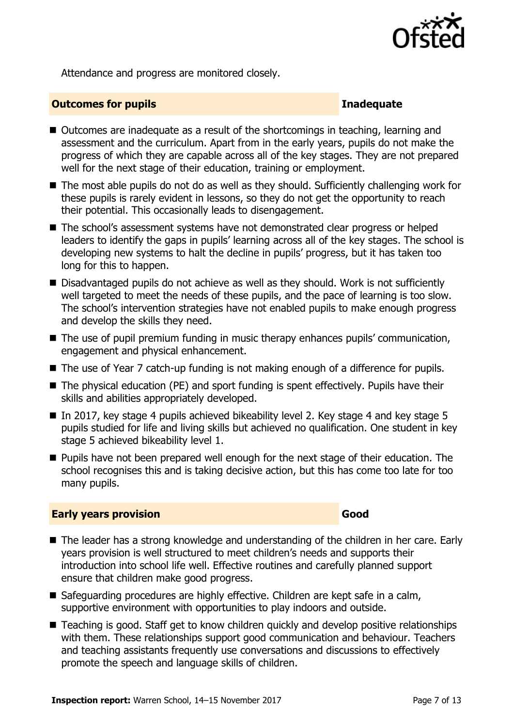Attendance and progress are monitored closely.

## Outcomes for pupils — Inadequate

- Outcomes are inadequate as a result of the shortcomings in teaching, learning and assessment and the curriculum. Apart from in the early years, pupils do not make the progress of which they are capable across all of the key stages. They are not prepared well for the next stage of their education, training or employment.
- The most able pupils do not do as well as they should. Sufficiently challenging work for these pupils is rarely evident in lessons, so they do not get the opportunity to reach their potential. This occasionally leads to disengagement.
- The school's assessment systems have not demonstrated clear progress or helped leaders to identify the gaps in pupils' learning across all of the key stages. The school is developing new systems to halt the decline in pupils' progress, but it has taken too long for this to happen.
- Disadvantaged pupils do not achieve as well as they should. Work is not sufficiently well targeted to meet the needs of these pupils, and the pace of learning is too slow. The school's intervention strategies have not enabled pupils to make enough progress and develop the skills they need.
- The use of pupil premium funding in music therapy enhances pupils' communication, engagement and physical enhancement.
- The use of Year 7 catch-up funding is not making enough of a difference for pupils.
- The physical education (PE) and sport funding is spent effectively. Pupils have their skills and abilities appropriately developed.
- In 2017, key stage 4 pupils achieved bikeability level 2. Key stage 4 and key stage 5 pupils studied for life and living skills but achieved no qualification. One student in key stage 5 achieved bikeability level 1.
- Pupils have not been prepared well enough for the next stage of their education. The school recognises this and is taking decisive action, but this has come too late for too many pupils.

## Early years provision — Good

- The leader has a strong knowledge and understanding of the children in her care. Early years provision is well structured to meet children's needs and supports their introduction into school life well. Effective routines and carefully planned support ensure that children make good progress.
- Safeguarding procedures are highly effective. Children are kept safe in a calm, supportive environment with opportunities to play indoors and outside.
- Teaching is good. Staff get to know children quickly and develop positive relationships with them. These relationships support good communication and behaviour. Teachers and teaching assistants frequently use conversations and discussions to effectively promote the speech and language skills of children.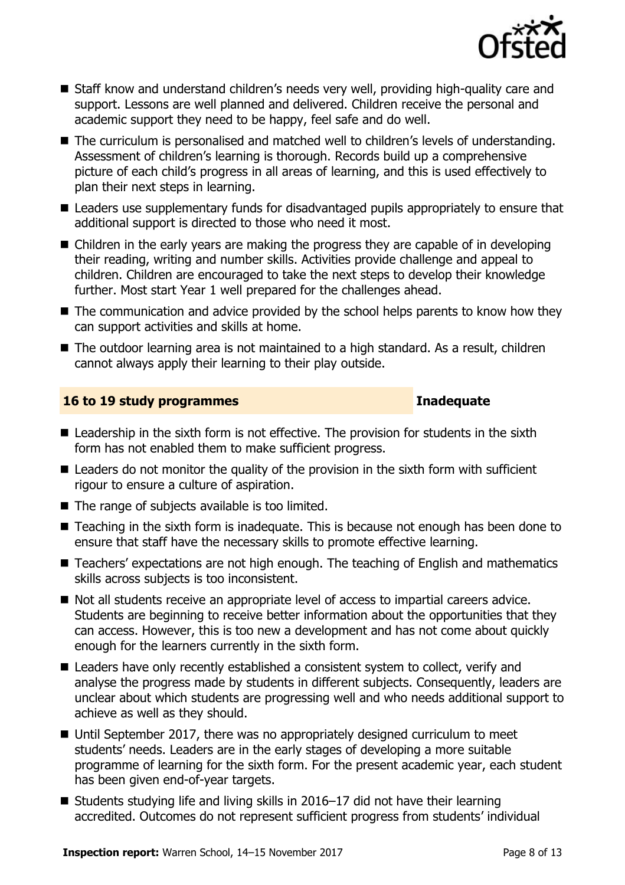- Staff know and understand children's needs very well, providing high-quality care and support. Lessons are well planned and delivered. Children receive the personal and academic support they need to be happy, feel safe and do well.
- The curriculum is personalised and matched well to children's levels of understanding. Assessment of children's learning is thorough. Records build up a comprehensive picture of each child's progress in all areas of learning, and this is used effectively to plan their next steps in learning.
- Leaders use supplementary funds for disadvantaged pupils appropriately to ensure that additional support is directed to those who need it most.
- Children in the early years are making the progress they are capable of in developing their reading, writing and number skills. Activities provide challenge and appeal to children. Children are encouraged to take the next steps to develop their knowledge further. Most start Year 1 well prepared for the challenges ahead.
- The communication and advice provided by the school helps parents to know how they can support activities and skills at home.
- The outdoor learning area is not maintained to a high standard. As a result, children cannot always apply their learning to their play outside.

## 16 to 19 study programmes — Inadequate

- Leadership in the sixth form is not effective. The provision for students in the sixth form has not enabled them to make sufficient progress.
- Leaders do not monitor the quality of the provision in the sixth form with sufficient rigour to ensure a culture of aspiration.
- The range of subjects available is too limited.
- Teaching in the sixth form is inadequate. This is because not enough has been done to ensure that staff have the necessary skills to promote effective learning.
- Teachers' expectations are not high enough. The teaching of English and mathematics skills across subjects is too inconsistent.
- Not all students receive an appropriate level of access to impartial careers advice. Students are beginning to receive better information about the opportunities that they can access. However, this is too new a development and has not come about quickly enough for the learners currently in the sixth form.
- Leaders have only recently established a consistent system to collect, verify and analyse the progress made by students in different subjects. Consequently, leaders are unclear about which students are progressing well and who needs additional support to achieve as well as they should.
- Until September 2017, there was no appropriately designed curriculum to meet students' needs. Leaders are in the early stages of developing a more suitable programme of learning for the sixth form. For the present academic year, each student has been given end-of-year targets.
- Students studying life and living skills in 2016–17 did not have their learning accredited. Outcomes do not represent sufficient progress from students' individual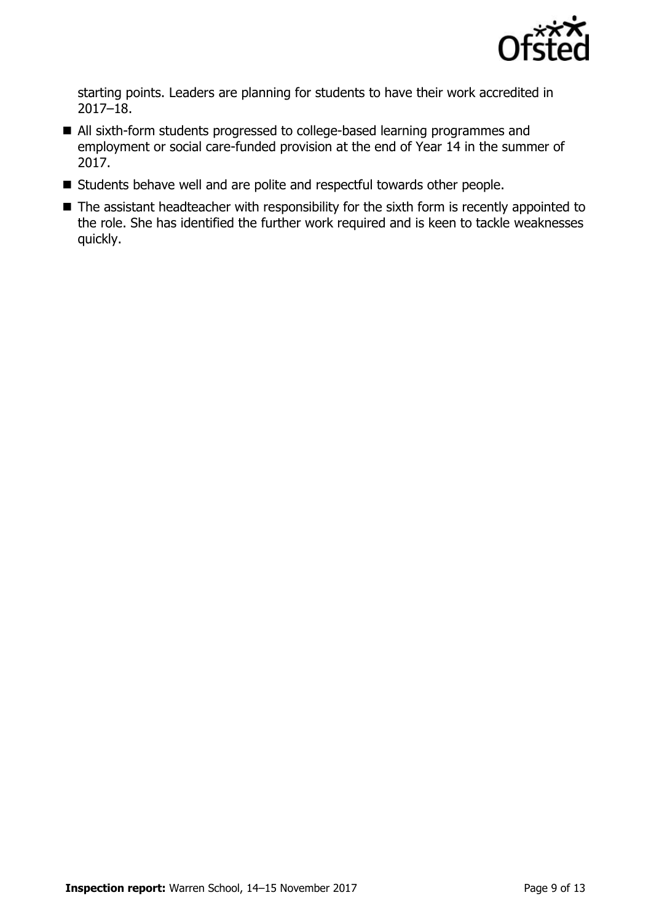starting points. Leaders are planning for students to have their work accredited in 2017–18.

- All sixth-form students progressed to college-based learning programmes and employment or social care-funded provision at the end of Year 14 in the summer of 2017.
- Students behave well and are polite and respectful towards other people.
- The assistant headteacher with responsibility for the sixth form is recently appointed to the role. She has identified the further work required and is keen to tackle weaknesses quickly.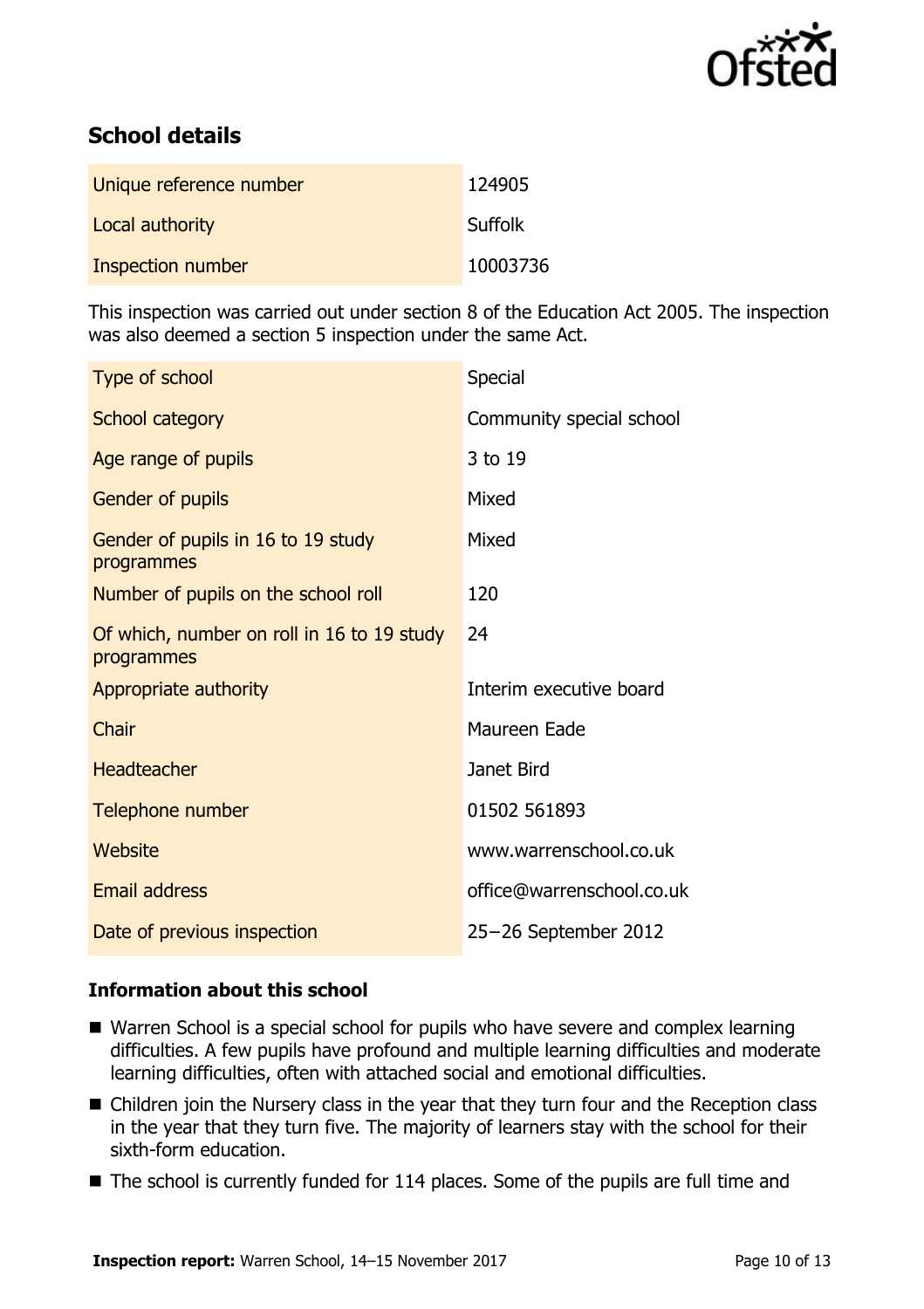## School details

| | |
|---|---|
| Unique reference number | 124905 |
| Local authority | Suffolk |
| Inspection number | 10003736 |

This inspection was carried out under section 8 of the Education Act 2005. The inspection was also deemed a section 5 inspection under the same Act.

| | |
|---|---|
| Type of school | Special |
| School category | Community special school |
| Age range of pupils | 3 to 19 |
| Gender of pupils | Mixed |
| Gender of pupils in 16 to 19 study programmes | Mixed |
| Number of pupils on the school roll | 120 |
| Of which, number on roll in 16 to 19 study programmes | 24 |
| Appropriate authority | Interim executive board |
| Chair | Maureen Eade |
| Headteacher | Janet Bird |
| Telephone number | 01502 561893 |
| Website | www.warrenschool.co.uk |
| Email address | office@warrenschool.co.uk |
| Date of previous inspection | 25–26 September 2012 |

### Information about this school

- Warren School is a special school for pupils who have severe and complex learning difficulties. A few pupils have profound and multiple learning difficulties and moderate learning difficulties, often with attached social and emotional difficulties.
- Children join the Nursery class in the year that they turn four and the Reception class in the year that they turn five. The majority of learners stay with the school for their sixth-form education.
- The school is currently funded for 114 places. Some of the pupils are full time and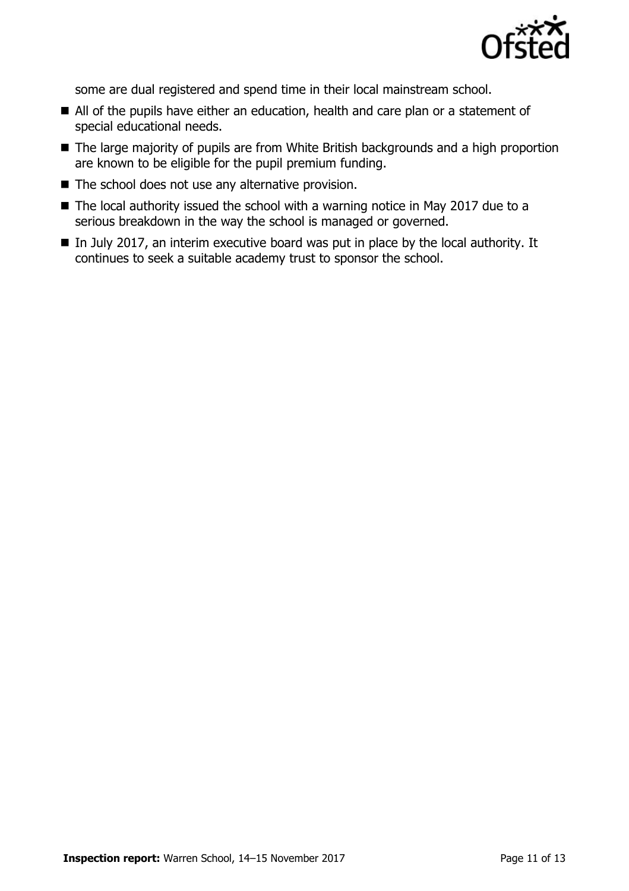some are dual registered and spend time in their local mainstream school.

- All of the pupils have either an education, health and care plan or a statement of special educational needs.
- The large majority of pupils are from White British backgrounds and a high proportion are known to be eligible for the pupil premium funding.
- The school does not use any alternative provision.
- The local authority issued the school with a warning notice in May 2017 due to a serious breakdown in the way the school is managed or governed.
- In July 2017, an interim executive board was put in place by the local authority. It continues to seek a suitable academy trust to sponsor the school.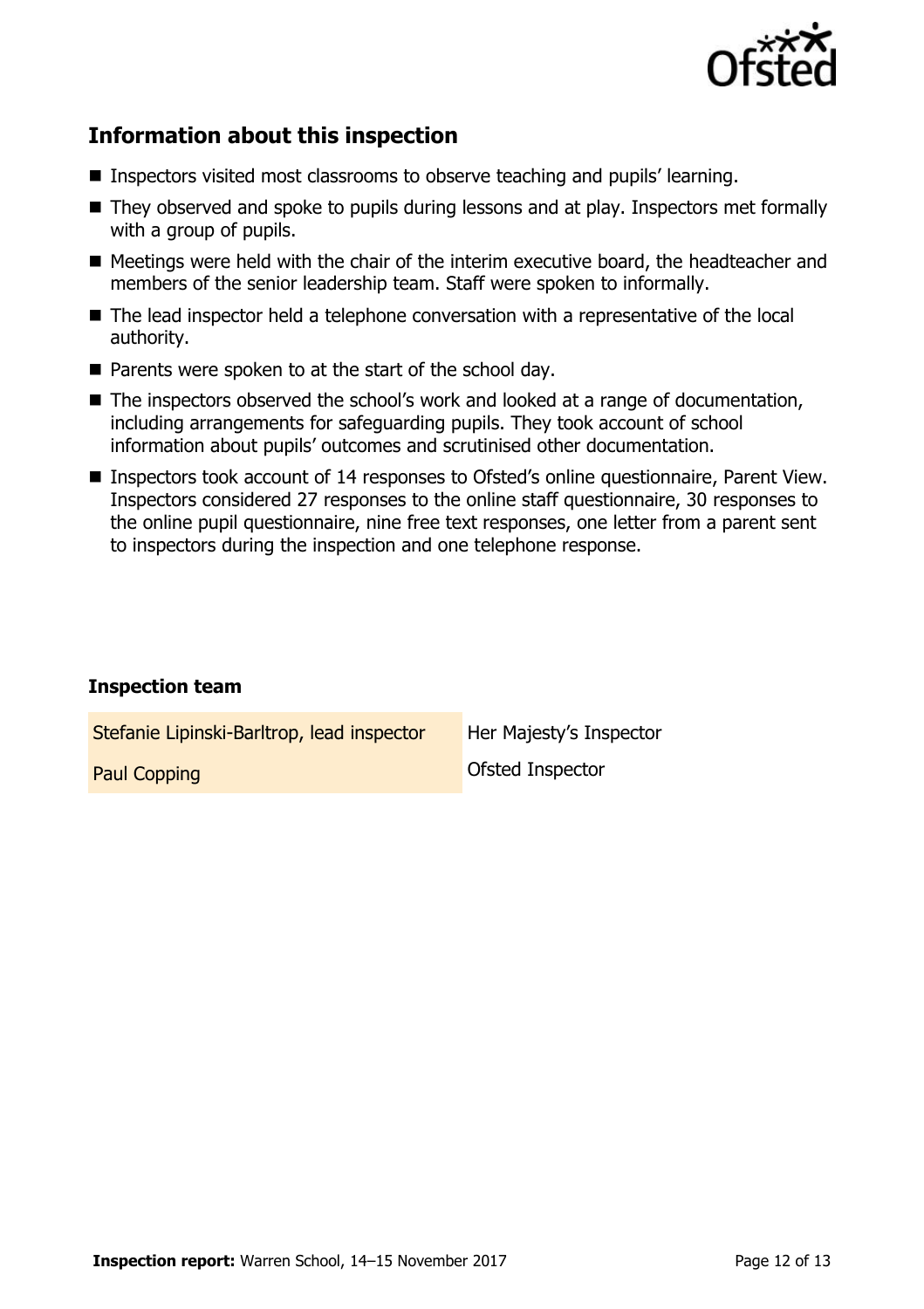## Information about this inspection

- Inspectors visited most classrooms to observe teaching and pupils' learning.
- They observed and spoke to pupils during lessons and at play. Inspectors met formally with a group of pupils.
- Meetings were held with the chair of the interim executive board, the headteacher and members of the senior leadership team. Staff were spoken to informally.
- The lead inspector held a telephone conversation with a representative of the local authority.
- Parents were spoken to at the start of the school day.
- The inspectors observed the school's work and looked at a range of documentation, including arrangements for safeguarding pupils. They took account of school information about pupils' outcomes and scrutinised other documentation.
- Inspectors took account of 14 responses to Ofsted's online questionnaire, Parent View. Inspectors considered 27 responses to the online staff questionnaire, 30 responses to the online pupil questionnaire, nine free text responses, one letter from a parent sent to inspectors during the inspection and one telephone response.

### Inspection team

| | |
|---|---|
| Stefanie Lipinski-Barltrop, lead inspector | Her Majesty's Inspector |
| Paul Copping | Ofsted Inspector |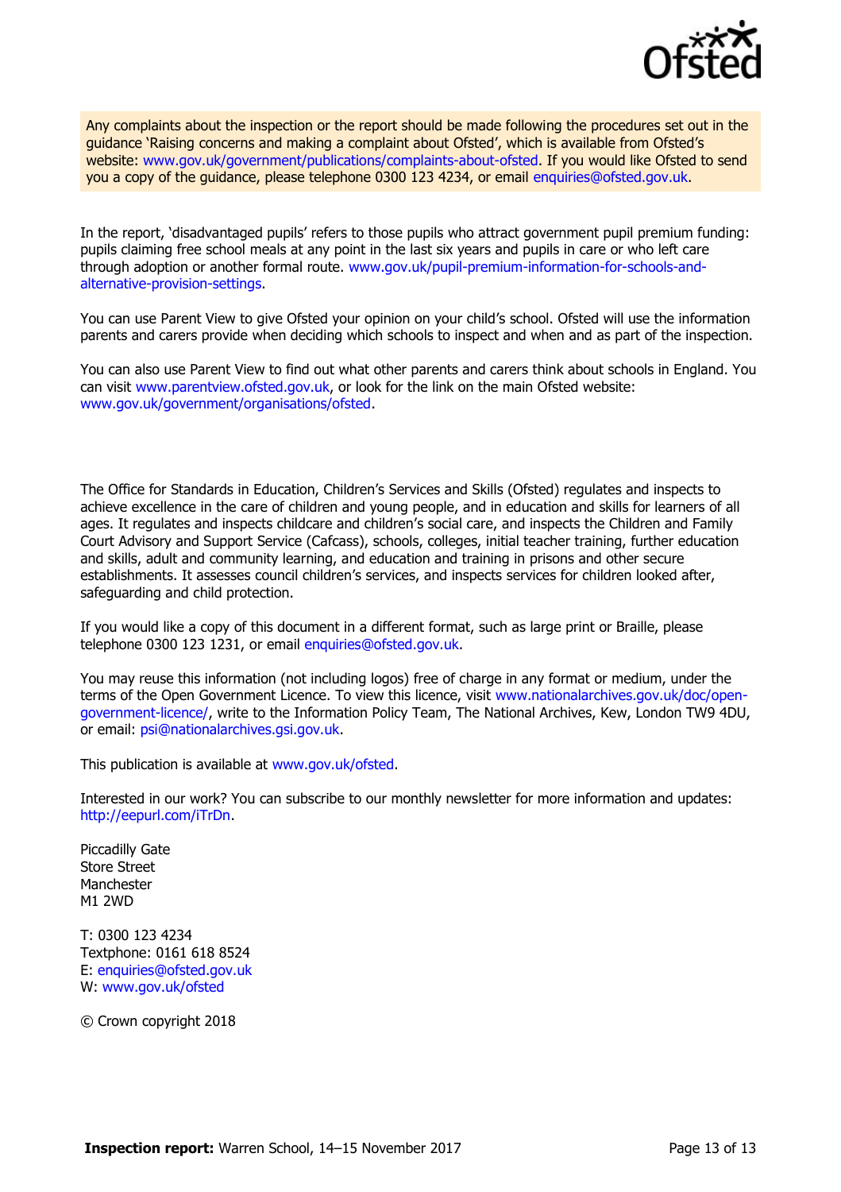Any complaints about the inspection or the report should be made following the procedures set out in the guidance 'Raising concerns and making a complaint about Ofsted', which is available from Ofsted's website: www.gov.uk/government/publications/complaints-about-ofsted. If you would like Ofsted to send you a copy of the guidance, please telephone 0300 123 4234, or email enquiries@ofsted.gov.uk.

In the report, 'disadvantaged pupils' refers to those pupils who attract government pupil premium funding: pupils claiming free school meals at any point in the last six years and pupils in care or who left care through adoption or another formal route. www.gov.uk/pupil-premium-information-for-schools-and-alternative-provision-settings.

You can use Parent View to give Ofsted your opinion on your child's school. Ofsted will use the information parents and carers provide when deciding which schools to inspect and when and as part of the inspection.

You can also use Parent View to find out what other parents and carers think about schools in England. You can visit www.parentview.ofsted.gov.uk, or look for the link on the main Ofsted website: www.gov.uk/government/organisations/ofsted.

The Office for Standards in Education, Children's Services and Skills (Ofsted) regulates and inspects to achieve excellence in the care of children and young people, and in education and skills for learners of all ages. It regulates and inspects childcare and children's social care, and inspects the Children and Family Court Advisory and Support Service (Cafcass), schools, colleges, initial teacher training, further education and skills, adult and community learning, and education and training in prisons and other secure establishments. It assesses council children's services, and inspects services for children looked after, safeguarding and child protection.

If you would like a copy of this document in a different format, such as large print or Braille, please telephone 0300 123 1231, or email enquiries@ofsted.gov.uk.

You may reuse this information (not including logos) free of charge in any format or medium, under the terms of the Open Government Licence. To view this licence, visit www.nationalarchives.gov.uk/doc/open-government-licence/, write to the Information Policy Team, The National Archives, Kew, London TW9 4DU, or email: psi@nationalarchives.gsi.gov.uk.

This publication is available at www.gov.uk/ofsted.

Interested in our work? You can subscribe to our monthly newsletter for more information and updates: http://eepurl.com/iTrDn.

Piccadilly Gate  
Store Street  
Manchester  
M1 2WD

T: 0300 123 4234  
Textphone: 0161 618 8524  
E: enquiries@ofsted.gov.uk  
W: www.gov.uk/ofsted

© Crown copyright 2018